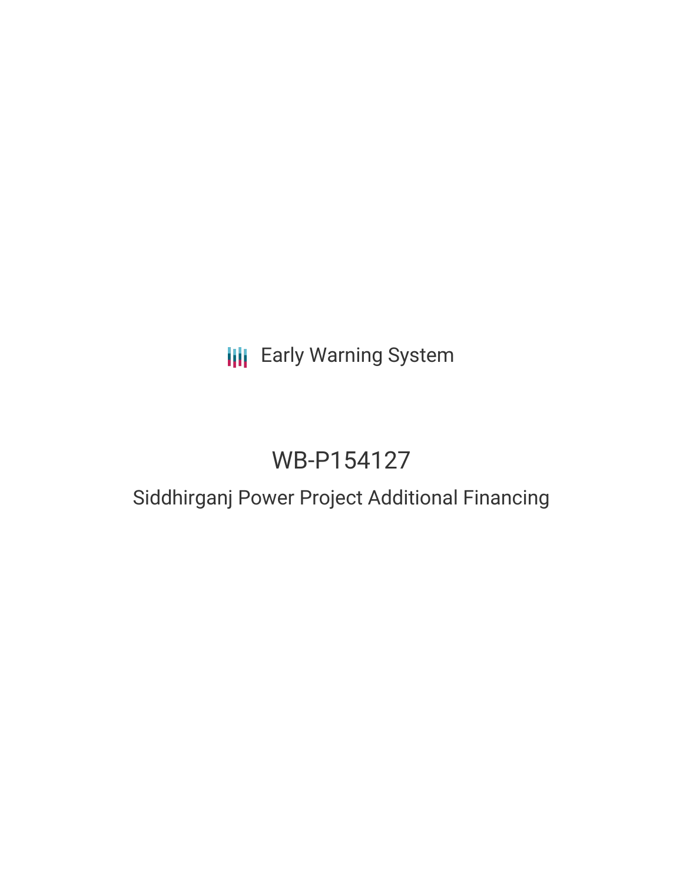Early Warning System

# WB-P154127

## Siddhirganj Power Project Additional Financing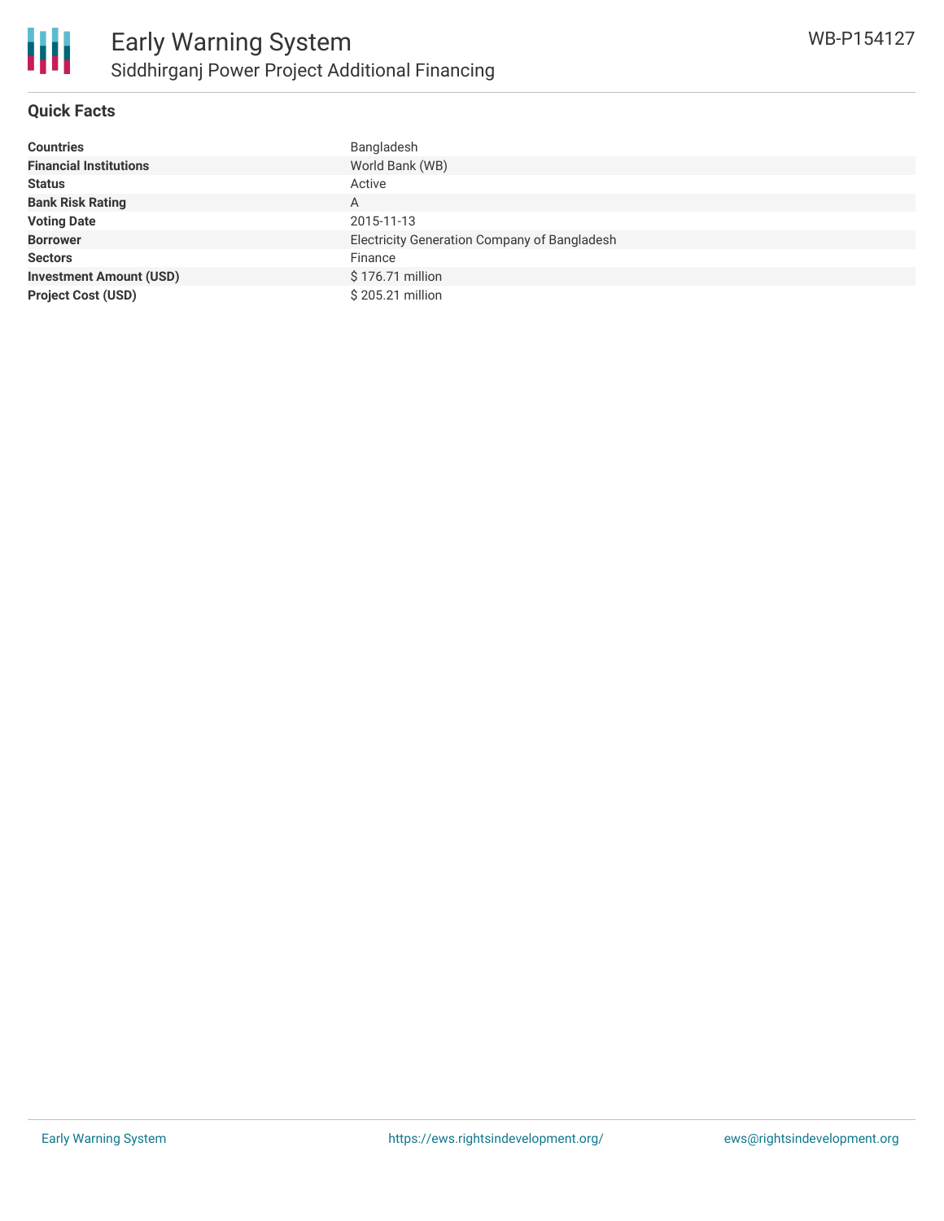# Early Warning System

## Siddhirganj Power Project Additional Financing

WB-P154127

### Quick Facts

| | |
|---|---|
| **Countries** | Bangladesh |
| **Financial Institutions** | World Bank (WB) |
| **Status** | Active |
| **Bank Risk Rating** | A |
| **Voting Date** | 2015-11-13 |
| **Borrower** | Electricity Generation Company of Bangladesh |
| **Sectors** | Finance |
| **Investment Amount (USD)** | $ 176.71 million |
| **Project Cost (USD)** | $ 205.21 million |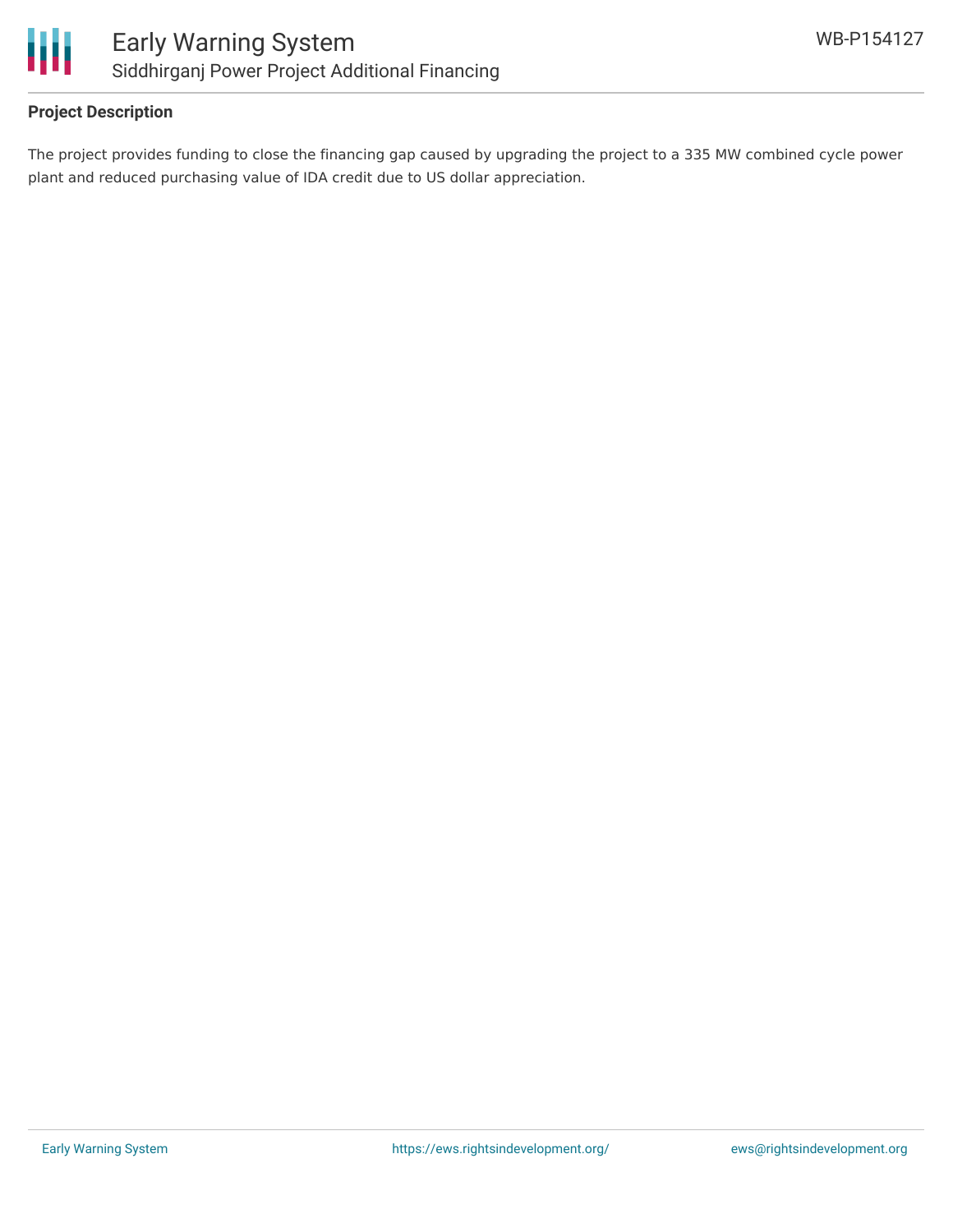**Project Description**

The project provides funding to close the financing gap caused by upgrading the project to a 335 MW combined cycle power plant and reduced purchasing value of IDA credit due to US dollar appreciation.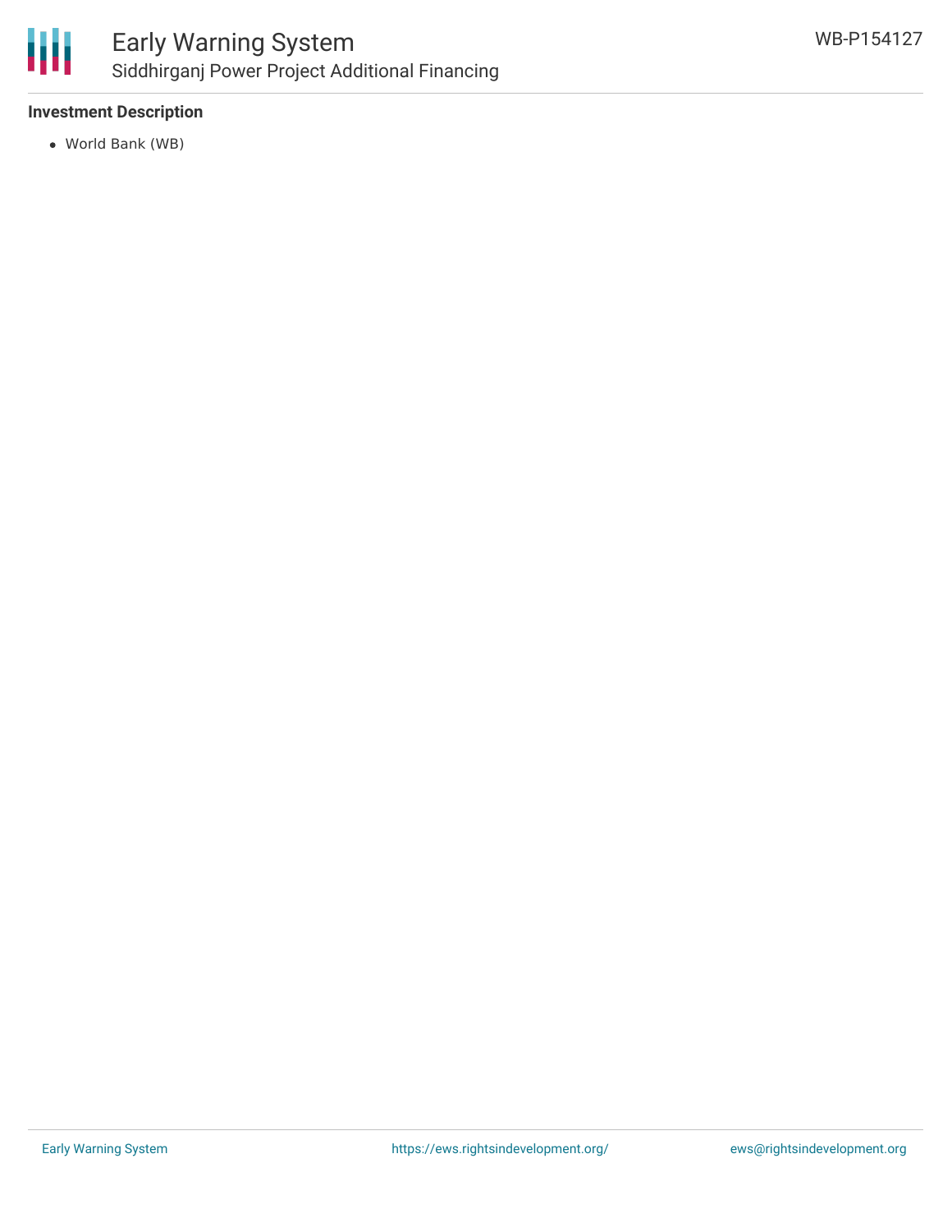### Investment Description

- World Bank (WB)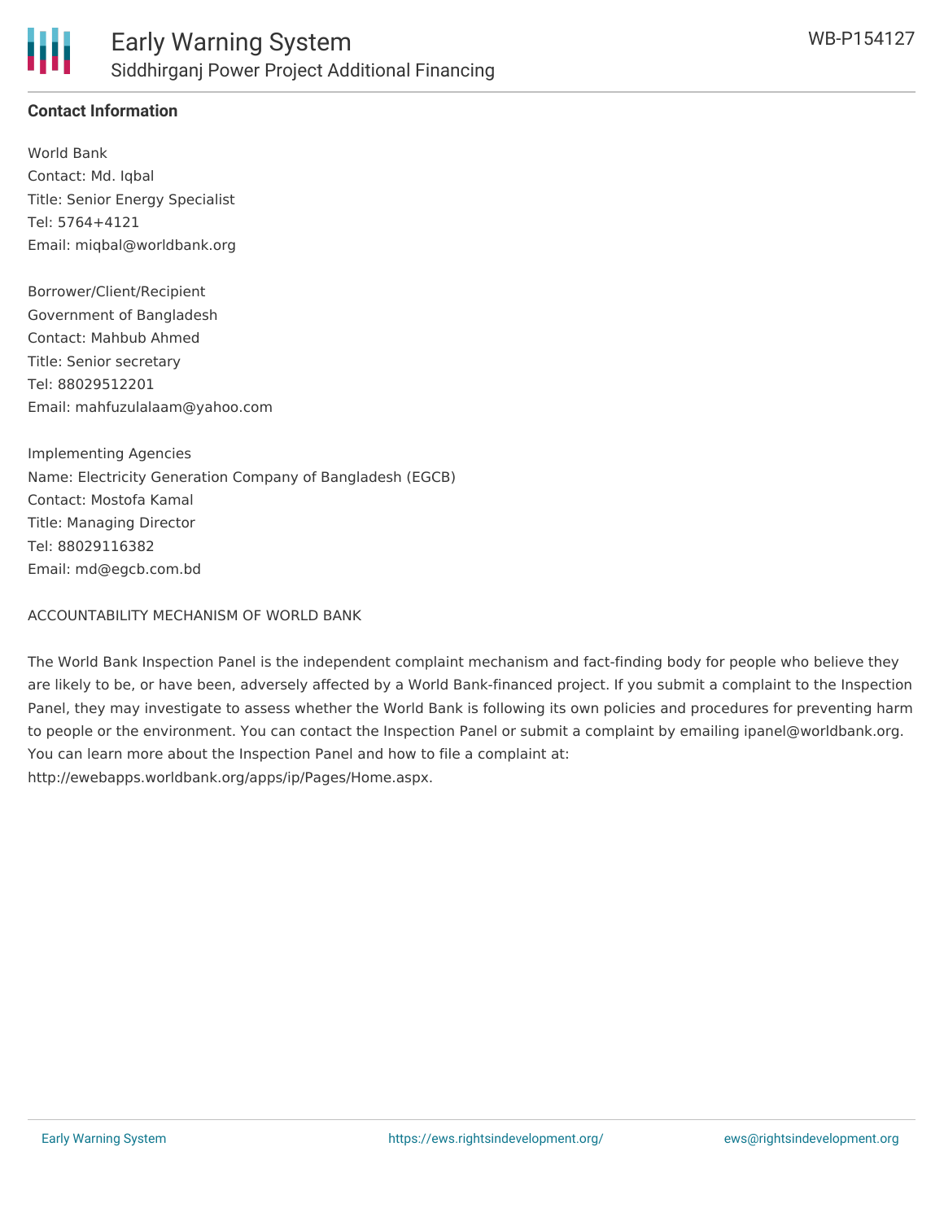**Contact Information**

World Bank
Contact: Md. Iqbal
Title: Senior Energy Specialist
Tel: 5764+4121
Email: miqbal@worldbank.org

Borrower/Client/Recipient
Government of Bangladesh
Contact: Mahbub Ahmed
Title: Senior secretary
Tel: 88029512201
Email: mahfuzulalaam@yahoo.com

Implementing Agencies
Name: Electricity Generation Company of Bangladesh (EGCB)
Contact: Mostofa Kamal
Title: Managing Director
Tel: 88029116382
Email: md@egcb.com.bd

ACCOUNTABILITY MECHANISM OF WORLD BANK

The World Bank Inspection Panel is the independent complaint mechanism and fact-finding body for people who believe they are likely to be, or have been, adversely affected by a World Bank-financed project. If you submit a complaint to the Inspection Panel, they may investigate to assess whether the World Bank is following its own policies and procedures for preventing harm to people or the environment. You can contact the Inspection Panel or submit a complaint by emailing ipanel@worldbank.org. You can learn more about the Inspection Panel and how to file a complaint at: http://ewebapps.worldbank.org/apps/ip/Pages/Home.aspx.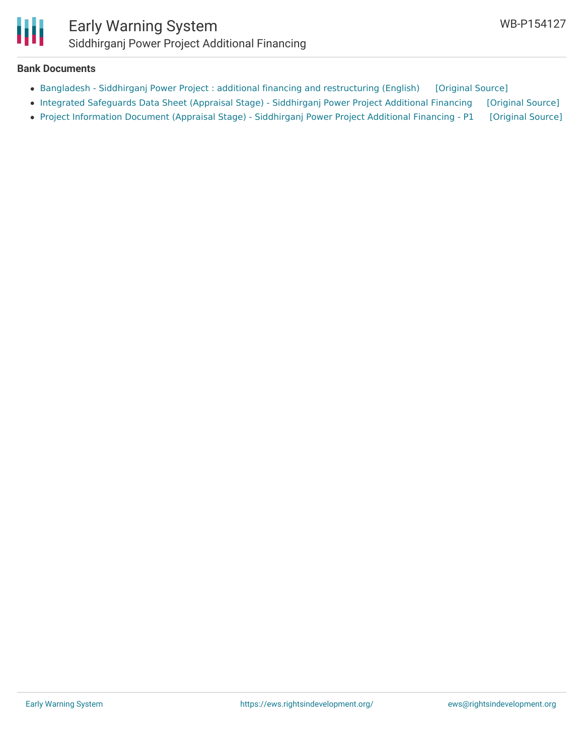**Bank Documents**

- Bangladesh - Siddhirganj Power Project : additional financing and restructuring (English) [Original Source]
- Integrated Safeguards Data Sheet (Appraisal Stage) - Siddhirganj Power Project Additional Financing [Original Source]
- Project Information Document (Appraisal Stage) - Siddhirganj Power Project Additional Financing - P1 [Original Source]